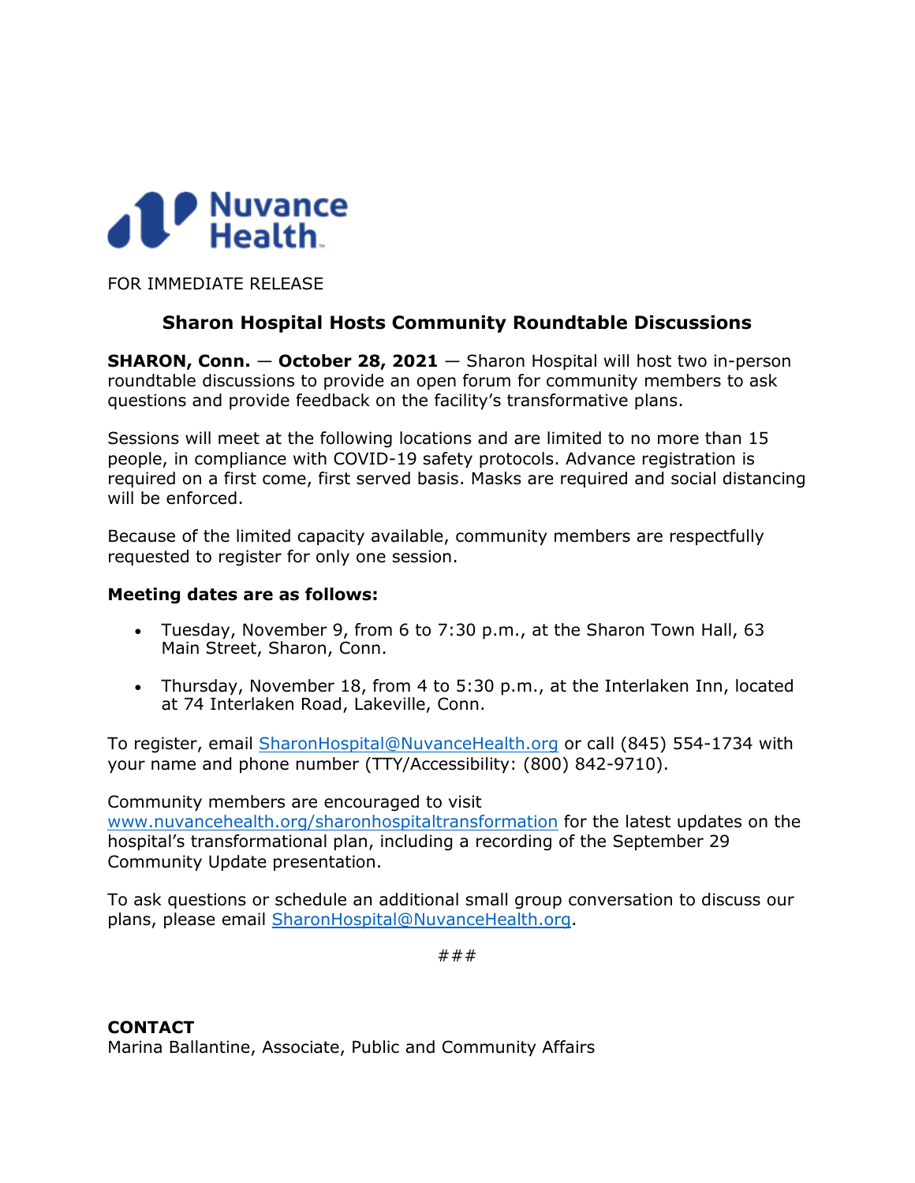Nuvance Health

FOR IMMEDIATE RELEASE

## Sharon Hospital Hosts Community Roundtable Discussions

**SHARON, Conn. — October 28, 2021** — Sharon Hospital will host two in-person roundtable discussions to provide an open forum for community members to ask questions and provide feedback on the facility's transformative plans.

Sessions will meet at the following locations and are limited to no more than 15 people, in compliance with COVID-19 safety protocols. Advance registration is required on a first come, first served basis. Masks are required and social distancing will be enforced.

Because of the limited capacity available, community members are respectfully requested to register for only one session.

**Meeting dates are as follows:**

- Tuesday, November 9, from 6 to 7:30 p.m., at the Sharon Town Hall, 63 Main Street, Sharon, Conn.
- Thursday, November 18, from 4 to 5:30 p.m., at the Interlaken Inn, located at 74 Interlaken Road, Lakeville, Conn.

To register, email SharonHospital@NuvanceHealth.org or call (845) 554-1734 with your name and phone number (TTY/Accessibility: (800) 842-9710).

Community members are encouraged to visit www.nuvancehealth.org/sharonhospitaltransformation for the latest updates on the hospital's transformational plan, including a recording of the September 29 Community Update presentation.

To ask questions or schedule an additional small group conversation to discuss our plans, please email SharonHospital@NuvanceHealth.org.

###

**CONTACT**
Marina Ballantine, Associate, Public and Community Affairs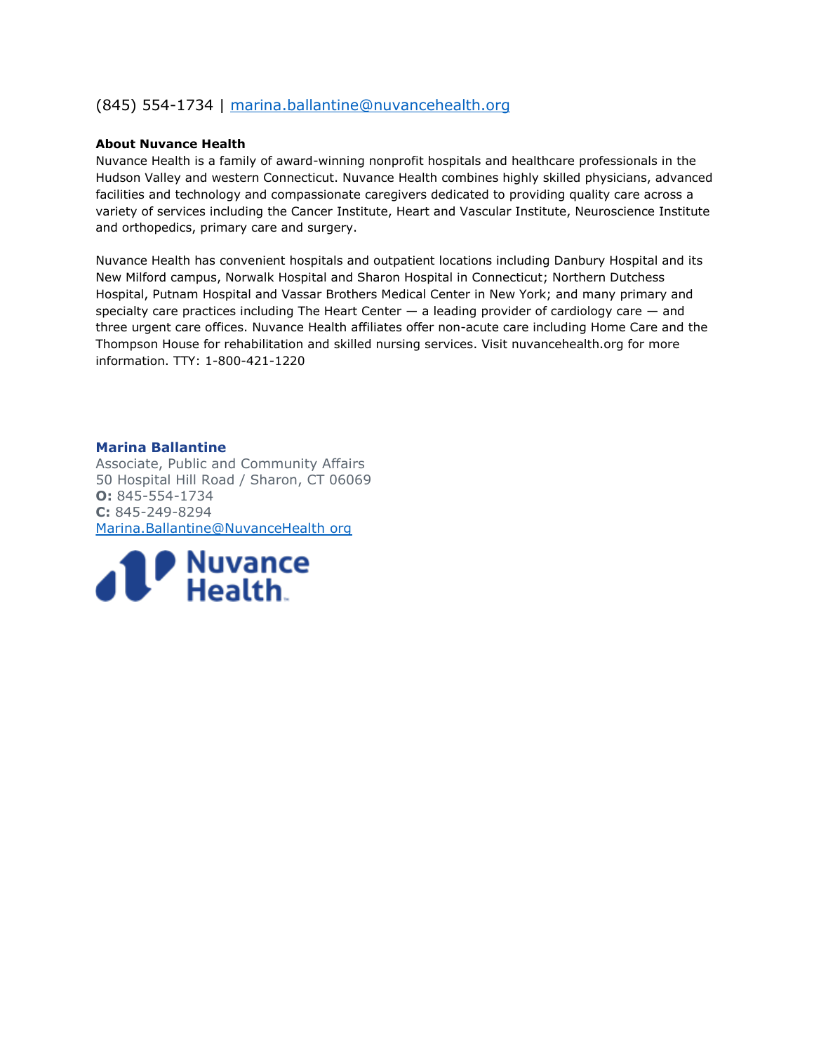(845) 554-1734 | marina.ballantine@nuvancehealth.org

**About Nuvance Health**

Nuvance Health is a family of award-winning nonprofit hospitals and healthcare professionals in the Hudson Valley and western Connecticut. Nuvance Health combines highly skilled physicians, advanced facilities and technology and compassionate caregivers dedicated to providing quality care across a variety of services including the Cancer Institute, Heart and Vascular Institute, Neuroscience Institute and orthopedics, primary care and surgery.

Nuvance Health has convenient hospitals and outpatient locations including Danbury Hospital and its New Milford campus, Norwalk Hospital and Sharon Hospital in Connecticut; Northern Dutchess Hospital, Putnam Hospital and Vassar Brothers Medical Center in New York; and many primary and specialty care practices including The Heart Center — a leading provider of cardiology care — and three urgent care offices. Nuvance Health affiliates offer non-acute care including Home Care and the Thompson House for rehabilitation and skilled nursing services. Visit nuvancehealth.org for more information. TTY: 1-800-421-1220

**Marina Ballantine**
Associate, Public and Community Affairs
50 Hospital Hill Road / Sharon, CT 06069
**O:** 845-554-1734
**C:** 845-249-8294
Marina.Ballantine@NuvanceHealth.org

Nuvance Health